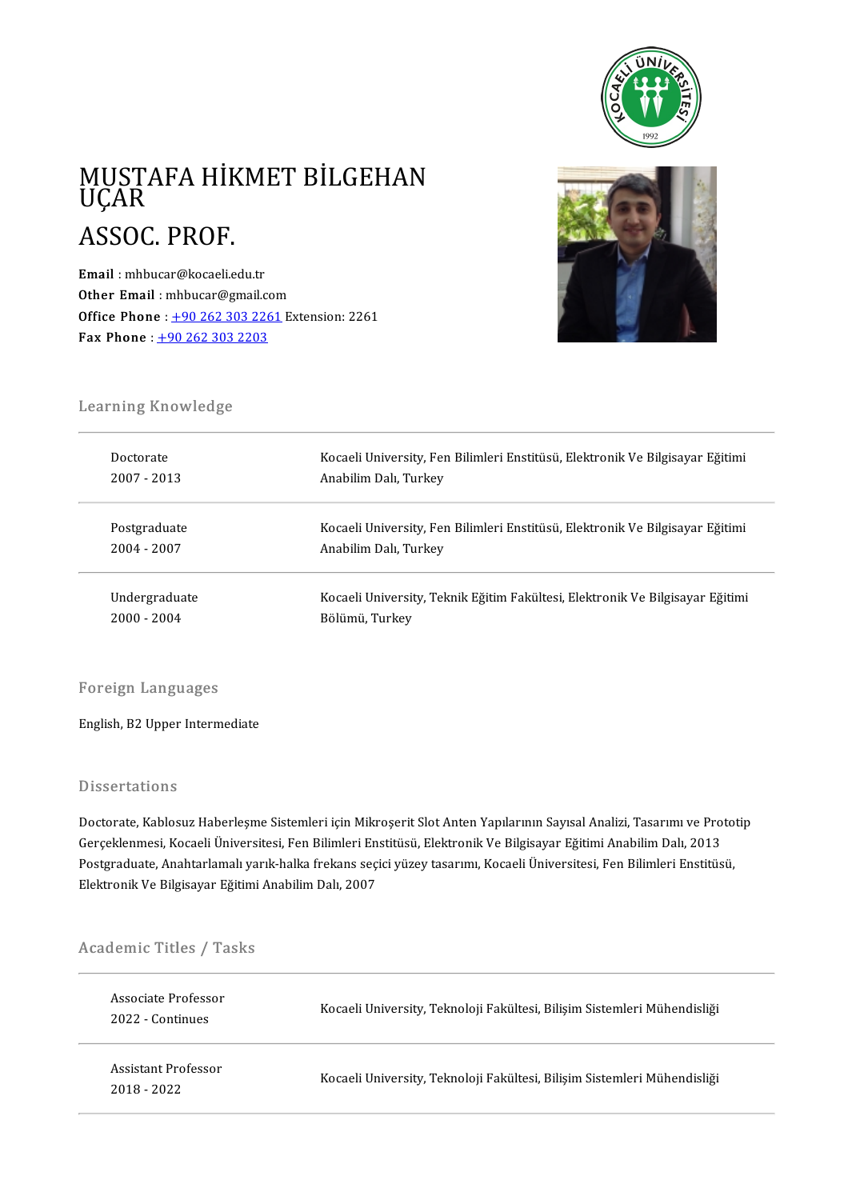# MUSTAFA HİKMET BİLGEHAN UÇAR

## ASSOC. PROF.

**Email** : mhbucar@kocaeli.edu.tr
**Other Email** : mhbucar@gmail.com
**Office Phone** : +90 262 303 2261 Extension: 2261
**Fax Phone** : +90 262 303 2203

## Learning Knowledge

| | |
|---|---|
| Doctorate<br>2007 - 2013 | Kocaeli University, Fen Bilimleri Enstitüsü, Elektronik Ve Bilgisayar Eğitimi Anabilim Dalı, Turkey |
| Postgraduate<br>2004 - 2007 | Kocaeli University, Fen Bilimleri Enstitüsü, Elektronik Ve Bilgisayar Eğitimi Anabilim Dalı, Turkey |
| Undergraduate<br>2000 - 2004 | Kocaeli University, Teknik Eğitim Fakültesi, Elektronik Ve Bilgisayar Eğitimi Bölümü, Turkey |

## Foreign Languages

English, B2 Upper Intermediate

## Dissertations

Doctorate, Kablosuz Haberleşme Sistemleri için Mikroşerit Slot Anten Yapılarının Sayısal Analizi, Tasarımı ve Prototip Gerçeklenmesi, Kocaeli Üniversitesi, Fen Bilimleri Enstitüsü, Elektronik Ve Bilgisayar Eğitimi Anabilim Dalı, 2013
Postgraduate, Anahtarlamalı yarık-halka frekans seçici yüzey tasarımı, Kocaeli Üniversitesi, Fen Bilimleri Enstitüsü, Elektronik Ve Bilgisayar Eğitimi Anabilim Dalı, 2007

## Academic Titles / Tasks

| | |
|---|---|
| Associate Professor<br>2022 - Continues | Kocaeli University, Teknoloji Fakültesi, Bilişim Sistemleri Mühendisliği |
| Assistant Professor<br>2018 - 2022 | Kocaeli University, Teknoloji Fakültesi, Bilişim Sistemleri Mühendisliği |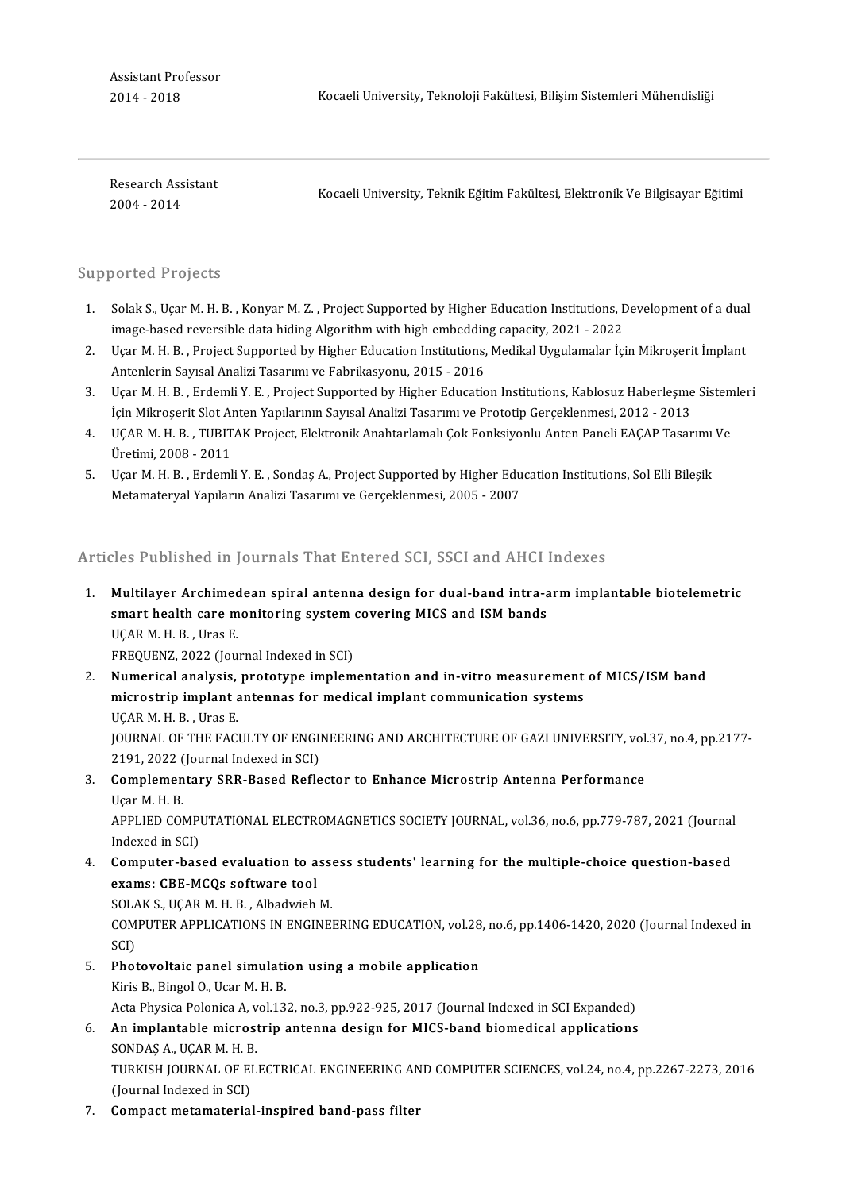Assistant Professor
2014 - 2018

Kocaeli University, Teknoloji Fakültesi, Bilişim Sistemleri Mühendisliği

---

Research Assistant
2004 - 2014

Kocaeli University, Teknik Eğitim Fakültesi, Elektronik Ve Bilgisayar Eğitimi

## Supported Projects

1. Solak S., Uçar M. H. B. , Konyar M. Z. , Project Supported by Higher Education Institutions, Development of a dual image-based reversible data hiding Algorithm with high embedding capacity, 2021 - 2022
2. Uçar M. H. B. , Project Supported by Higher Education Institutions, Medikal Uygulamalar İçin Mikroşerit İmplant Antenlerin Sayısal Analizi Tasarımı ve Fabrikasyonu, 2015 - 2016
3. Uçar M. H. B. , Erdemli Y. E. , Project Supported by Higher Education Institutions, Kablosuz Haberleşme Sistemleri İçin Mikroşerit Slot Anten Yapılarının Sayısal Analizi Tasarımı ve Prototip Gerçeklenmesi, 2012 - 2013
4. UÇAR M. H. B. , TUBITAK Project, Elektronik Anahtarlamalı Çok Fonksiyonlu Anten Paneli EAÇAP Tasarımı Ve Üretimi, 2008 - 2011
5. Uçar M. H. B. , Erdemli Y. E. , Sondaş A., Project Supported by Higher Education Institutions, Sol Elli Bileşik Metamateryal Yapıların Analizi Tasarımı ve Gerçeklenmesi, 2005 - 2007

## Articles Published in Journals That Entered SCI, SSCI and AHCI Indexes

1. **Multilayer Archimedean spiral antenna design for dual-band intra-arm implantable biotelemetric smart health care monitoring system covering MICS and ISM bands**
   UÇAR M. H. B. , Uras E.
   FREQUENZ, 2022 (Journal Indexed in SCI)
2. **Numerical analysis, prototype implementation and in-vitro measurement of MICS/ISM band microstrip implant antennas for medical implant communication systems**
   UÇAR M. H. B. , Uras E.
   JOURNAL OF THE FACULTY OF ENGINEERING AND ARCHITECTURE OF GAZI UNIVERSITY, vol.37, no.4, pp.2177-2191, 2022 (Journal Indexed in SCI)
3. **Complementary SRR-Based Reflector to Enhance Microstrip Antenna Performance**
   Uçar M. H. B.
   APPLIED COMPUTATIONAL ELECTROMAGNETICS SOCIETY JOURNAL, vol.36, no.6, pp.779-787, 2021 (Journal Indexed in SCI)
4. **Computer-based evaluation to assess students' learning for the multiple-choice question-based exams: CBE-MCQs software tool**
   SOLAK S., UÇAR M. H. B. , Albadwieh M.
   COMPUTER APPLICATIONS IN ENGINEERING EDUCATION, vol.28, no.6, pp.1406-1420, 2020 (Journal Indexed in SCI)
5. **Photovoltaic panel simulation using a mobile application**
   Kiris B., Bingol O., Ucar M. H. B.
   Acta Physica Polonica A, vol.132, no.3, pp.922-925, 2017 (Journal Indexed in SCI Expanded)
6. **An implantable microstrip antenna design for MICS-band biomedical applications**
   SONDAŞ A., UÇAR M. H. B.
   TURKISH JOURNAL OF ELECTRICAL ENGINEERING AND COMPUTER SCIENCES, vol.24, no.4, pp.2267-2273, 2016 (Journal Indexed in SCI)
7. **Compact metamaterial-inspired band-pass filter**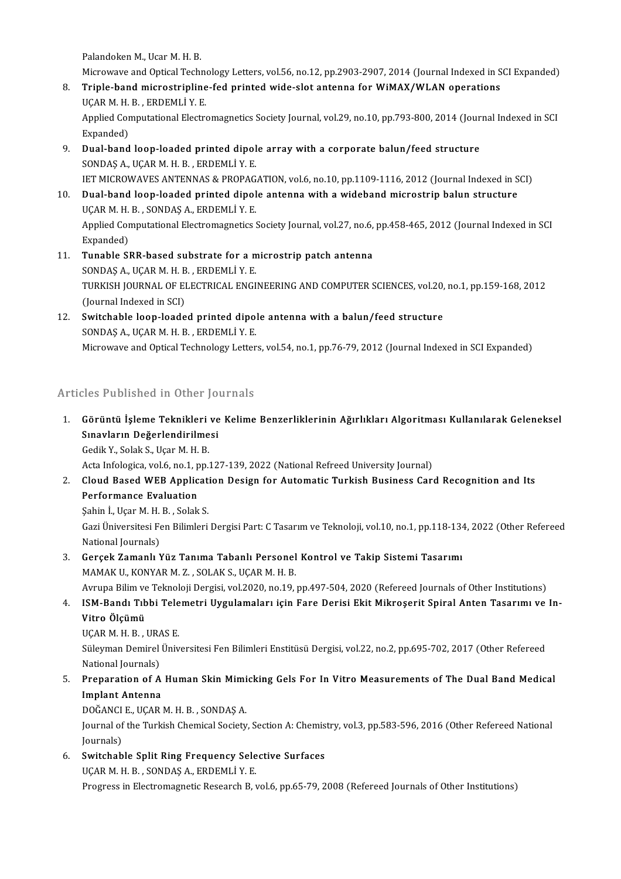Palandoken M., Ucar M. H. B.
Microwave and Optical Technology Letters, vol.56, no.12, pp.2903-2907, 2014 (Journal Indexed in SCI Expanded)

8. **Triple-band microstripline-fed printed wide-slot antenna for WiMAX/WLAN operations**
   UÇAR M. H. B. , ERDEMLİ Y. E.
   Applied Computational Electromagnetics Society Journal, vol.29, no.10, pp.793-800, 2014 (Journal Indexed in SCI Expanded)
9. **Dual-band loop-loaded printed dipole array with a corporate balun/feed structure**
   SONDAŞ A., UÇAR M. H. B. , ERDEMLİ Y. E.
   IET MICROWAVES ANTENNAS & PROPAGATION, vol.6, no.10, pp.1109-1116, 2012 (Journal Indexed in SCI)
10. **Dual-band loop-loaded printed dipole antenna with a wideband microstrip balun structure**
    UÇAR M. H. B. , SONDAŞ A., ERDEMLİ Y. E.
    Applied Computational Electromagnetics Society Journal, vol.27, no.6, pp.458-465, 2012 (Journal Indexed in SCI Expanded)
11. **Tunable SRR-based substrate for a microstrip patch antenna**
    SONDAŞ A., UÇAR M. H. B. , ERDEMLİ Y. E.
    TURKISH JOURNAL OF ELECTRICAL ENGINEERING AND COMPUTER SCIENCES, vol.20, no.1, pp.159-168, 2012 (Journal Indexed in SCI)
12. **Switchable loop-loaded printed dipole antenna with a balun/feed structure**
    SONDAŞ A., UÇAR M. H. B. , ERDEMLİ Y. E.
    Microwave and Optical Technology Letters, vol.54, no.1, pp.76-79, 2012 (Journal Indexed in SCI Expanded)

## Articles Published in Other Journals

1. **Görüntü İşleme Teknikleri ve Kelime Benzerliklerinin Ağırlıkları Algoritması Kullanılarak Geleneksel Sınavların Değerlendirilmesi**
   Gedik Y., Solak S., Uçar M. H. B.
   Acta Infologica, vol.6, no.1, pp.127-139, 2022 (National Refreed University Journal)
2. **Cloud Based WEB Application Design for Automatic Turkish Business Card Recognition and Its Performance Evaluation**
   Şahin İ., Uçar M. H. B. , Solak S.
   Gazi Üniversitesi Fen Bilimleri Dergisi Part: C Tasarım ve Teknoloji, vol.10, no.1, pp.118-134, 2022 (Other Refereed National Journals)
3. **Gerçek Zamanlı Yüz Tanıma Tabanlı Personel Kontrol ve Takip Sistemi Tasarımı**
   MAMAK U., KONYAR M. Z. , SOLAK S., UÇAR M. H. B.
   Avrupa Bilim ve Teknoloji Dergisi, vol.2020, no.19, pp.497-504, 2020 (Refereed Journals of Other Institutions)
4. **ISM-Bandı Tıbbi Telemetri Uygulamaları için Fare Derisi Ekit Mikroşerit Spiral Anten Tasarımı ve In-Vitro Ölçümü**
   UÇAR M. H. B. , URAS E.
   Süleyman Demirel Üniversitesi Fen Bilimleri Enstitüsü Dergisi, vol.22, no.2, pp.695-702, 2017 (Other Refereed National Journals)
5. **Preparation of A Human Skin Mimicking Gels For In Vitro Measurements of The Dual Band Medical Implant Antenna**
   DOĞANCI E., UÇAR M. H. B. , SONDAŞ A.
   Journal of the Turkish Chemical Society, Section A: Chemistry, vol.3, pp.583-596, 2016 (Other Refereed National Journals)
6. **Switchable Split Ring Frequency Selective Surfaces**
   UÇAR M. H. B. , SONDAŞ A., ERDEMLİ Y. E.
   Progress in Electromagnetic Research B, vol.6, pp.65-79, 2008 (Refereed Journals of Other Institutions)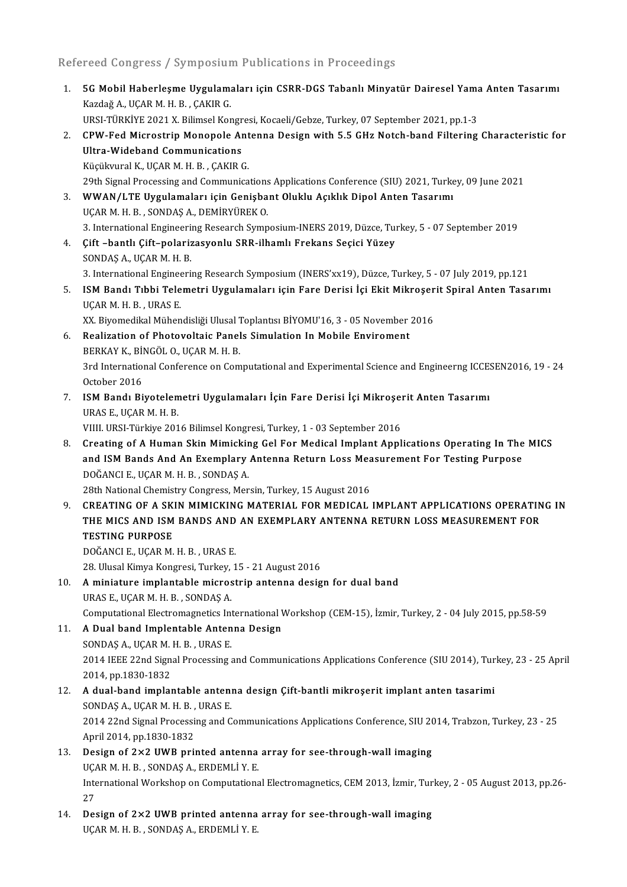## Refereed Congress / Symposium Publications in Proceedings

1. **5G Mobil Haberleşme Uygulamaları için CSRR-DGS Tabanlı Minyatür Dairesel Yama Anten Tasarımı**
   Kazdağ A., UÇAR M. H. B. , ÇAKIR G.
   URSI-TÜRKİYE 2021 X. Bilimsel Kongresi, Kocaeli/Gebze, Turkey, 07 September 2021, pp.1-3
2. **CPW-Fed Microstrip Monopole Antenna Design with 5.5 GHz Notch-band Filtering Characteristic for Ultra-Wideband Communications**
   Küçükvural K., UÇAR M. H. B. , ÇAKIR G.
   29th Signal Processing and Communications Applications Conference (SIU) 2021, Turkey, 09 June 2021
3. **WWAN/LTE Uygulamaları için Genişbant Oluklu Açıklık Dipol Anten Tasarımı**
   UÇAR M. H. B. , SONDAŞ A., DEMİRYÜREK O.
   3. International Engineering Research Symposium-INERS 2019, Düzce, Turkey, 5 - 07 September 2019
4. **Çift –bantlı Çift–polarizasyonlu SRR-ilhamlı Frekans Seçici Yüzey**
   SONDAŞ A., UÇAR M. H. B.
   3. International Engineering Research Symposium (INERS'xx19), Düzce, Turkey, 5 - 07 July 2019, pp.121
5. **ISM Bandı Tıbbi Telemetri Uygulamaları için Fare Derisi İçi Ekit Mikroşerit Spiral Anten Tasarımı**
   UÇAR M. H. B. , URAS E.
   XX. Biyomedikal Mühendisliği Ulusal Toplantısı BİYOMU'16, 3 - 05 November 2016
6. **Realization of Photovoltaic Panels Simulation In Mobile Enviroment**
   BERKAY K., BİNGÖL O., UÇAR M. H. B.
   3rd International Conference on Computational and Experimental Science and Engineerng ICCESEN2016, 19 - 24 October 2016
7. **ISM Bandı Biyotelemetri Uygulamaları İçin Fare Derisi İçi Mikroşerit Anten Tasarımı**
   URAS E., UÇAR M. H. B.
   VIIII. URSI-Türkiye 2016 Bilimsel Kongresi, Turkey, 1 - 03 September 2016
8. **Creating of A Human Skin Mimicking Gel For Medical Implant Applications Operating In The MICS and ISM Bands And An Exemplary Antenna Return Loss Measurement For Testing Purpose**
   DOĞANCI E., UÇAR M. H. B. , SONDAŞ A.
   28th National Chemistry Congress, Mersin, Turkey, 15 August 2016
9. **CREATING OF A SKIN MIMICKING MATERIAL FOR MEDICAL IMPLANT APPLICATIONS OPERATING IN THE MICS AND ISM BANDS AND AN EXEMPLARY ANTENNA RETURN LOSS MEASUREMENT FOR TESTING PURPOSE**
   DOĞANCI E., UÇAR M. H. B. , URAS E.
   28. Ulusal Kimya Kongresi, Turkey, 15 - 21 August 2016
10. **A miniature implantable microstrip antenna design for dual band**
    URAS E., UÇAR M. H. B. , SONDAŞ A.
    Computational Electromagnetics International Workshop (CEM-15), İzmir, Turkey, 2 - 04 July 2015, pp.58-59
11. **A Dual band Implentable Antenna Design**
    SONDAŞ A., UÇAR M. H. B. , URAS E.
    2014 IEEE 22nd Signal Processing and Communications Applications Conference (SIU 2014), Turkey, 23 - 25 April 2014, pp.1830-1832
12. **A dual-band implantable antenna design Çift-bantli mikroşerit implant anten tasarimi**
    SONDAŞ A., UÇAR M. H. B. , URAS E.
    2014 22nd Signal Processing and Communications Applications Conference, SIU 2014, Trabzon, Turkey, 23 - 25 April 2014, pp.1830-1832
13. **Design of 2×2 UWB printed antenna array for see-through-wall imaging**
    UÇAR M. H. B. , SONDAŞ A., ERDEMLİ Y. E.
    International Workshop on Computational Electromagnetics, CEM 2013, İzmir, Turkey, 2 - 05 August 2013, pp.26-27
14. **Design of 2×2 UWB printed antenna array for see-through-wall imaging**
    UÇAR M. H. B. , SONDAŞ A., ERDEMLİ Y. E.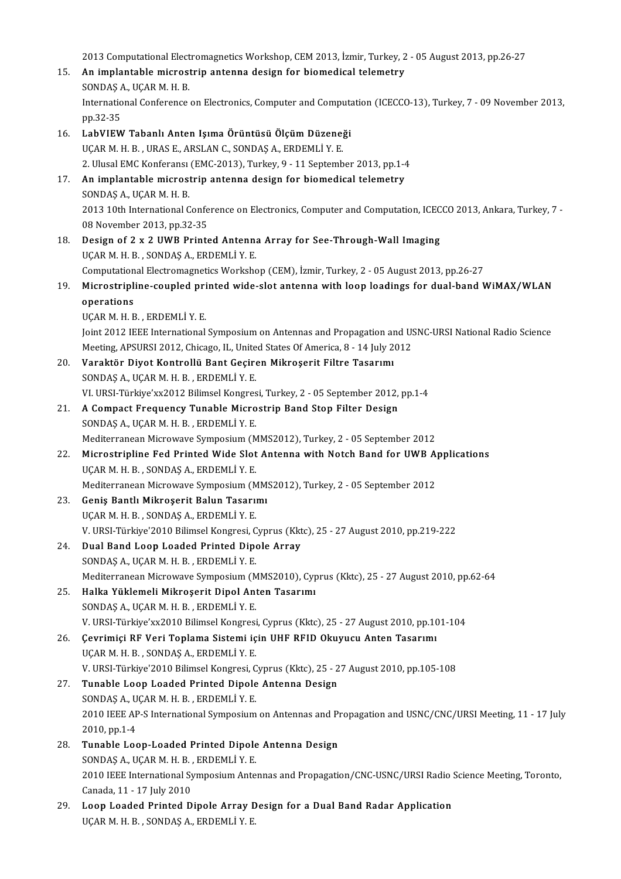2013 Computational Electromagnetics Workshop, CEM 2013, İzmir, Turkey, 2 - 05 August 2013, pp.26-27

15. **An implantable microstrip antenna design for biomedical telemetry**
    SONDAŞ A., UÇAR M. H. B.
    International Conference on Electronics, Computer and Computation (ICECCO-13), Turkey, 7 - 09 November 2013, pp.32-35
16. **LabVIEW Tabanlı Anten Işıma Örüntüsü Ölçüm Düzeneği**
    UÇAR M. H. B. , URAS E., ARSLAN C., SONDAŞ A., ERDEMLİ Y. E.
    2. Ulusal EMC Konferansı (EMC-2013), Turkey, 9 - 11 September 2013, pp.1-4
17. **An implantable microstrip antenna design for biomedical telemetry**
    SONDAŞ A., UÇAR M. H. B.
    2013 10th International Conference on Electronics, Computer and Computation, ICECCO 2013, Ankara, Turkey, 7 - 08 November 2013, pp.32-35
18. **Design of 2 x 2 UWB Printed Antenna Array for See-Through-Wall Imaging**
    UÇAR M. H. B. , SONDAŞ A., ERDEMLİ Y. E.
    Computational Electromagnetics Workshop (CEM), İzmir, Turkey, 2 - 05 August 2013, pp.26-27
19. **Microstripline-coupled printed wide-slot antenna with loop loadings for dual-band WiMAX/WLAN operations**
    UÇAR M. H. B. , ERDEMLİ Y. E.
    Joint 2012 IEEE International Symposium on Antennas and Propagation and USNC-URSI National Radio Science Meeting, APSURSI 2012, Chicago, IL, United States Of America, 8 - 14 July 2012
20. **Varaktör Diyot Kontrollü Bant Geçiren Mikroşerit Filtre Tasarımı**
    SONDAŞ A., UÇAR M. H. B. , ERDEMLİ Y. E.
    VI. URSI-Türkiye'xx2012 Bilimsel Kongresi, Turkey, 2 - 05 September 2012, pp.1-4
21. **A Compact Frequency Tunable Microstrip Band Stop Filter Design**
    SONDAŞ A., UÇAR M. H. B. , ERDEMLİ Y. E.
    Mediterranean Microwave Symposium (MMS2012), Turkey, 2 - 05 September 2012
22. **Microstripline Fed Printed Wide Slot Antenna with Notch Band for UWB Applications**
    UÇAR M. H. B. , SONDAŞ A., ERDEMLİ Y. E.
    Mediterranean Microwave Symposium (MMS2012), Turkey, 2 - 05 September 2012
23. **Geniş Bantlı Mikroşerit Balun Tasarımı**
    UÇAR M. H. B. , SONDAŞ A., ERDEMLİ Y. E.
    V. URSI-Türkiye'2010 Bilimsel Kongresi, Cyprus (Kktc), 25 - 27 August 2010, pp.219-222
24. **Dual Band Loop Loaded Printed Dipole Array**
    SONDAŞ A., UÇAR M. H. B. , ERDEMLİ Y. E.
    Mediterranean Microwave Symposium (MMS2010), Cyprus (Kktc), 25 - 27 August 2010, pp.62-64
25. **Halka Yüklemeli Mikroşerit Dipol Anten Tasarımı**
    SONDAŞ A., UÇAR M. H. B. , ERDEMLİ Y. E.
    V. URSI-Türkiye'xx2010 Bilimsel Kongresi, Cyprus (Kktc), 25 - 27 August 2010, pp.101-104
26. **Çevrimiçi RF Veri Toplama Sistemi için UHF RFID Okuyucu Anten Tasarımı**
    UÇAR M. H. B. , SONDAŞ A., ERDEMLİ Y. E.
    V. URSI-Türkiye'2010 Bilimsel Kongresi, Cyprus (Kktc), 25 - 27 August 2010, pp.105-108
27. **Tunable Loop Loaded Printed Dipole Antenna Design**
    SONDAŞ A., UÇAR M. H. B. , ERDEMLİ Y. E.
    2010 IEEE AP-S International Symposium on Antennas and Propagation and USNC/CNC/URSI Meeting, 11 - 17 July 2010, pp.1-4
28. **Tunable Loop-Loaded Printed Dipole Antenna Design**
    SONDAŞ A., UÇAR M. H. B. , ERDEMLİ Y. E.
    2010 IEEE International Symposium Antennas and Propagation/CNC-USNC/URSI Radio Science Meeting, Toronto, Canada, 11 - 17 July 2010
29. **Loop Loaded Printed Dipole Array Design for a Dual Band Radar Application**
    UÇAR M. H. B. , SONDAŞ A., ERDEMLİ Y. E.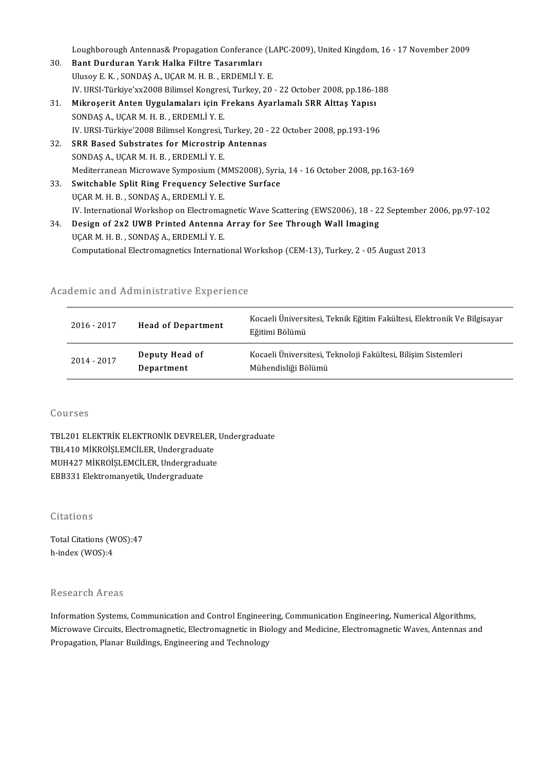Loughborough Antennas& Propagation Conferance (LAPC-2009), United Kingdom, 16 - 17 November 2009

30. **Bant Durduran Yarık Halka Filtre Tasarımları**
    Ulusoy E. K. , SONDAŞ A., UÇAR M. H. B. , ERDEMLİ Y. E.
    IV. URSI-Türkiye'xx2008 Bilimsel Kongresi, Turkey, 20 - 22 October 2008, pp.186-188
31. **Mikroşerit Anten Uygulamaları için Frekans Ayarlamalı SRR Alttaş Yapısı**
    SONDAŞ A., UÇAR M. H. B. , ERDEMLİ Y. E.
    IV. URSI-Türkiye'2008 Bilimsel Kongresi, Turkey, 20 - 22 October 2008, pp.193-196
32. **SRR Based Substrates for Microstrip Antennas**
    SONDAŞ A., UÇAR M. H. B. , ERDEMLİ Y. E.
    Mediterranean Microwave Symposium (MMS2008), Syria, 14 - 16 October 2008, pp.163-169
33. **Switchable Split Ring Frequency Selective Surface**
    UÇAR M. H. B. , SONDAŞ A., ERDEMLİ Y. E.
    IV. International Workshop on Electromagnetic Wave Scattering (EWS2006), 18 - 22 September 2006, pp.97-102
34. **Design of 2x2 UWB Printed Antenna Array for See Through Wall Imaging**
    UÇAR M. H. B. , SONDAŞ A., ERDEMLİ Y. E.
    Computational Electromagnetics International Workshop (CEM-13), Turkey, 2 - 05 August 2013

## Academic and Administrative Experience

| | | |
|---|---|---|
| 2016 - 2017 | **Head of Department** | Kocaeli Üniversitesi, Teknik Eğitim Fakültesi, Elektronik Ve Bilgisayar Eğitimi Bölümü |
| 2014 - 2017 | **Deputy Head of Department** | Kocaeli Üniversitesi, Teknoloji Fakültesi, Bilişim Sistemleri Mühendisliği Bölümü |

## Courses

TBL201 ELEKTRİK ELEKTRONİK DEVRELER, Undergraduate
TBL410 MİKROİŞLEMCİLER, Undergraduate
MUH427 MİKROİŞLEMCİLER, Undergraduate
EBB331 Elektromanyetik, Undergraduate

## Citations

Total Citations (WOS):47
h-index (WOS):4

## Research Areas

Information Systems, Communication and Control Engineering, Communication Engineering, Numerical Algorithms, Microwave Circuits, Electromagnetic, Electromagnetic in Biology and Medicine, Electromagnetic Waves, Antennas and Propagation, Planar Buildings, Engineering and Technology